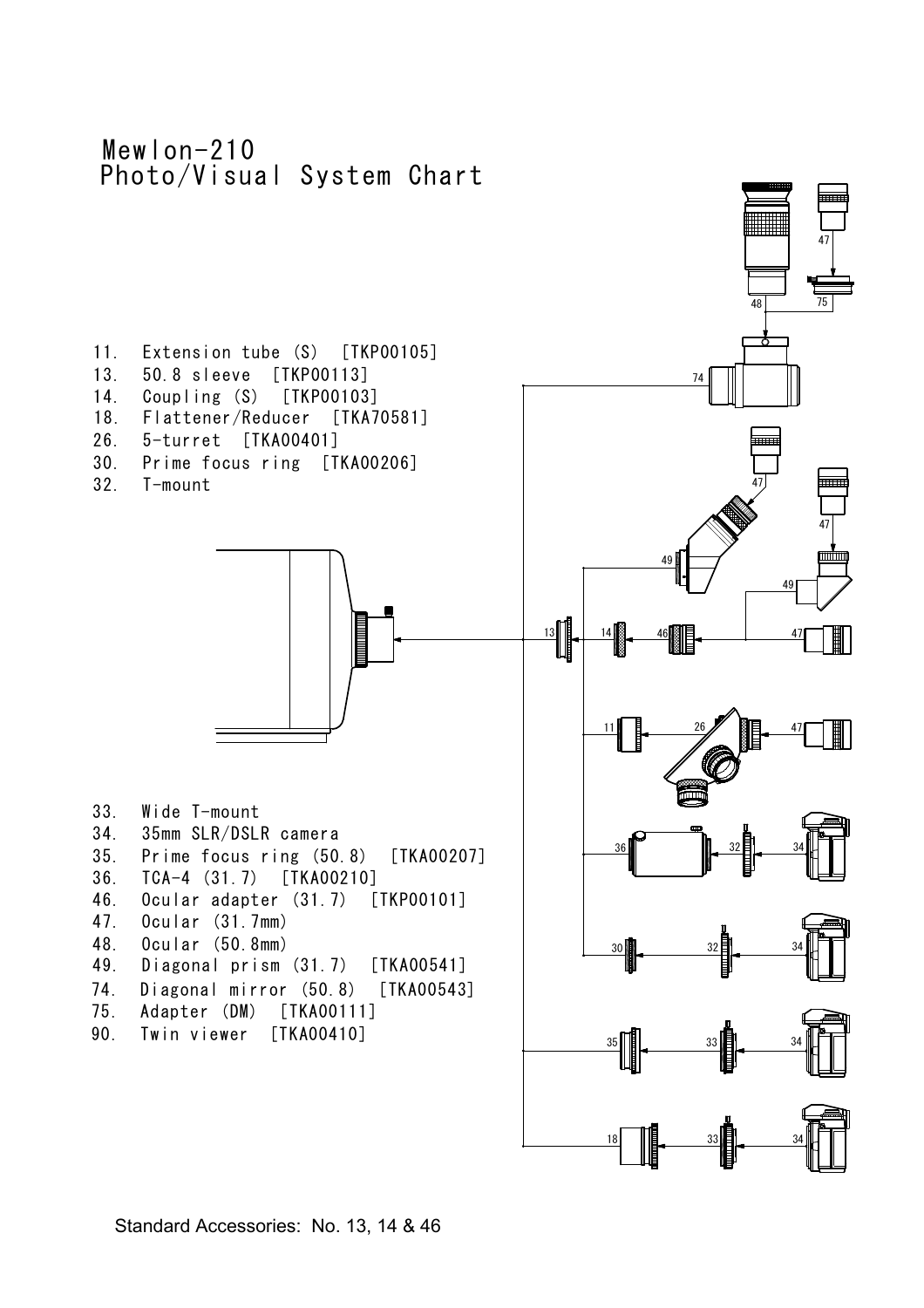# Mewlon-210 Photo/Visual System Chart

11. Extension tube (S) [TKP00105]
13. 50.8 sleeve [TKP00113]
14. Coupling (S) [TKP00103]
18. Flattener/Reducer [TKA70581]
26. 5-turret [TKA00401]
30. Prime focus ring [TKA00206]
32. T-mount
33. Wide T-mount
34. 35mm SLR/DSLR camera
35. Prime focus ring (50.8) [TKA00207]
36. TCA-4 (31.7) [TKA00210]
46. Ocular adapter (31.7) [TKP00101]
47. Ocular (31.7mm)
48. Ocular (50.8mm)
49. Diagonal prism (31.7) [TKA00541]
74. Diagonal mirror (50.8) [TKA00543]
75. Adapter (DM) [TKA00111]
90. Twin viewer [TKA00410]

Standard Accessories: No. 13, 14 & 46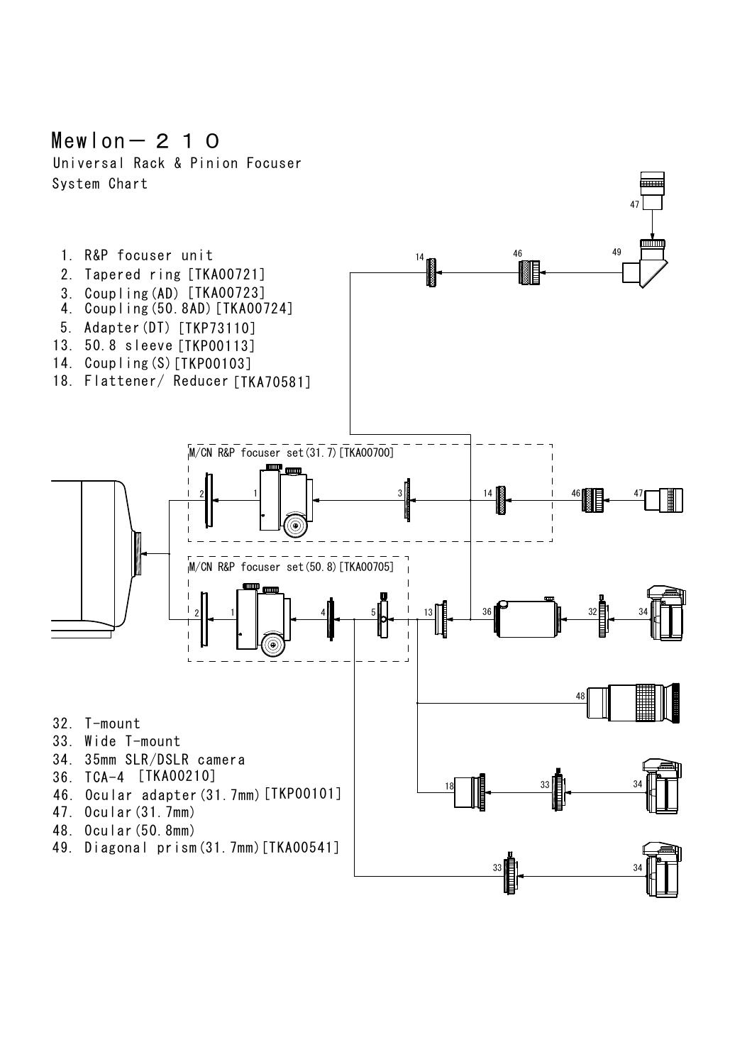# Mewlon－２１０

Universal Rack & Pinion Focuser
System Chart

1. R&P focuser unit
2. Tapered ring [TKA00721]
3. Coupling(AD) [TKA00723]
4. Coupling(50.8AD)[TKA00724]
5. Adapter(DT) [TKP73110]
13. 50.8 sleeve [TKP00113]
14. Coupling(S)[TKP00103]
18. Flattener/ Reducer [TKA70581]

M/CN R&P focuser set(31.7)[TKA00700]

M/CN R&P focuser set(50.8)[TKA00705]

32. T-mount
33. Wide T-mount
34. 35mm SLR/DSLR camera
36. TCA-4 [TKA00210]
46. Ocular adapter(31.7mm)[TKP00101]
47. Ocular(31.7mm)
48. Ocular(50.8mm)
49. Diagonal prism(31.7mm)[TKA00541]